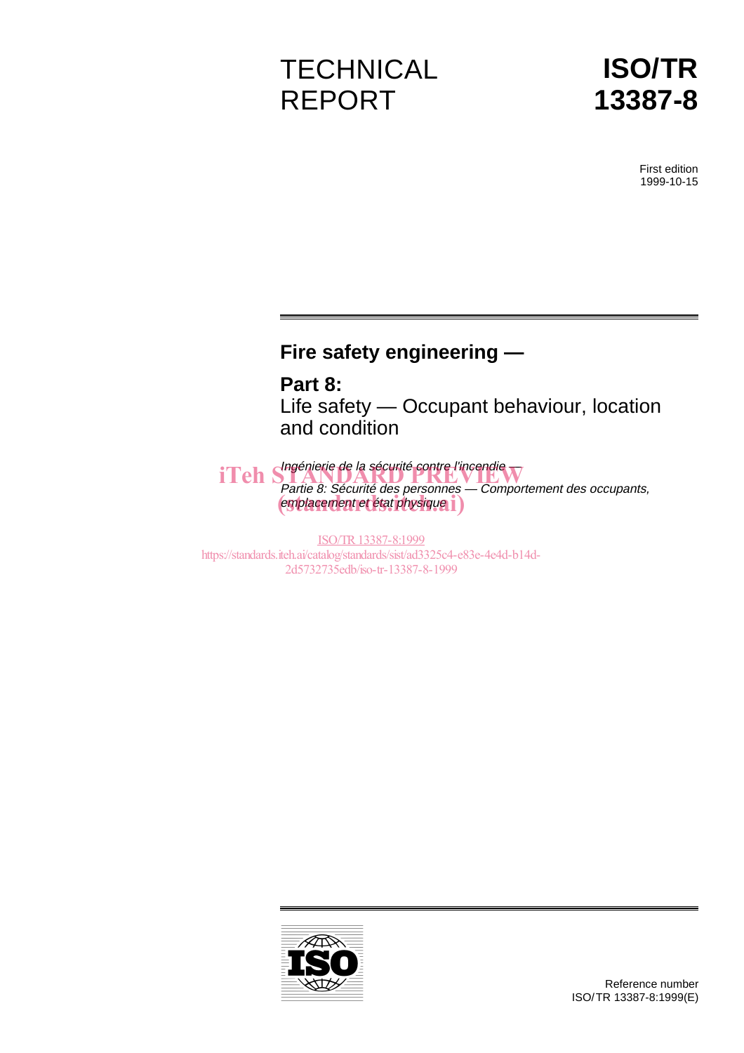TECHNICAL REPORT

# ISO/TR 13387-8

First edition
1999-10-15

## Fire safety engineering —

## Part 8:
Life safety — Occupant behaviour, location and condition

*Ingénierie de la sécurité contre l'incendie —*
*Partie 8: Sécurité des personnes — Comportement des occupants, emplacement et état physique*

iTeh STANDARD PREVIEW
(standards.iteh.ai)

ISO/TR 13387-8:1999
https://standards.iteh.ai/catalog/standards/sist/ad3325c4-e83e-4e4d-b14d-2d5732735edb/iso-tr-13387-8-1999

Reference number
ISO/TR 13387-8:1999(E)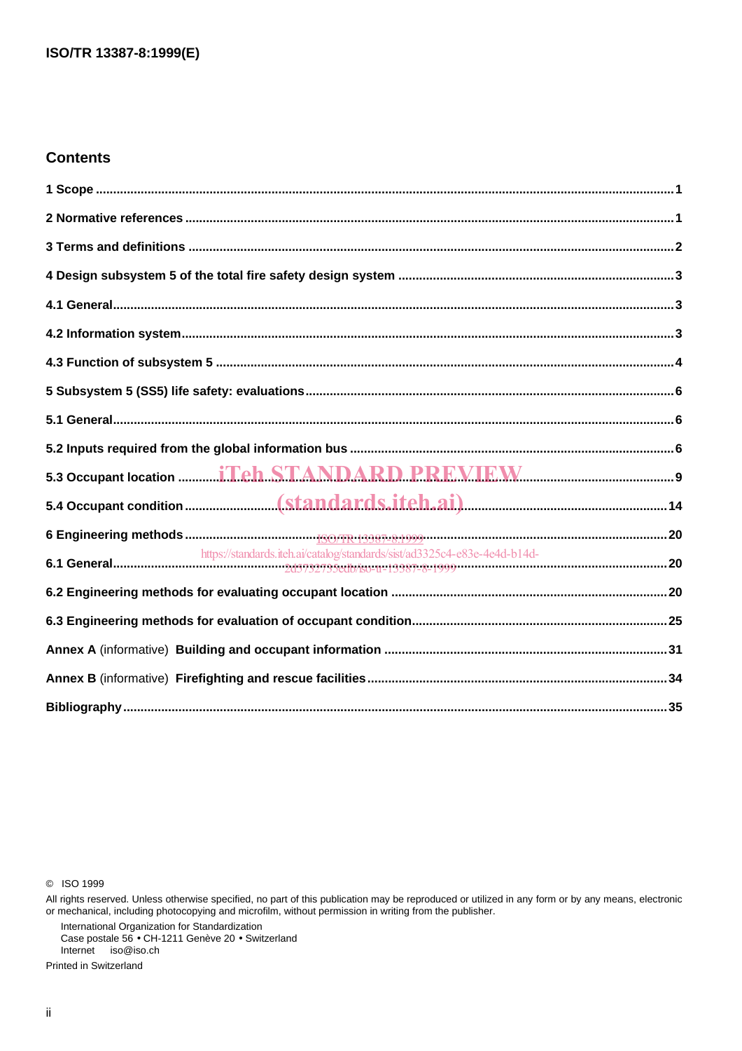## Contents

1 Scope ..... 1

2 Normative references ..... 1

3 Terms and definitions ..... 2

4 Design subsystem 5 of the total fire safety design system ..... 3

4.1 General ..... 3

4.2 Information system ..... 3

4.3 Function of subsystem 5 ..... 4

5 Subsystem 5 (SS5) life safety: evaluations ..... 6

5.1 General ..... 6

5.2 Inputs required from the global information bus ..... 6

5.3 Occupant location ..... 9

5.4 Occupant condition ..... 14

6 Engineering methods ..... 20

6.1 General ..... 20

6.2 Engineering methods for evaluating occupant location ..... 20

6.3 Engineering methods for evaluation of occupant condition ..... 25

**Annex A** (informative) **Building and occupant information** ..... 31

**Annex B** (informative) **Firefighting and rescue facilities** ..... 34

**Bibliography** ..... 35

© ISO 1999

All rights reserved. Unless otherwise specified, no part of this publication may be reproduced or utilized in any form or by any means, electronic or mechanical, including photocopying and microfilm, without permission in writing from the publisher.

International Organization for Standardization
Case postale 56 • CH-1211 Genève 20 • Switzerland
Internet iso@iso.ch

Printed in Switzerland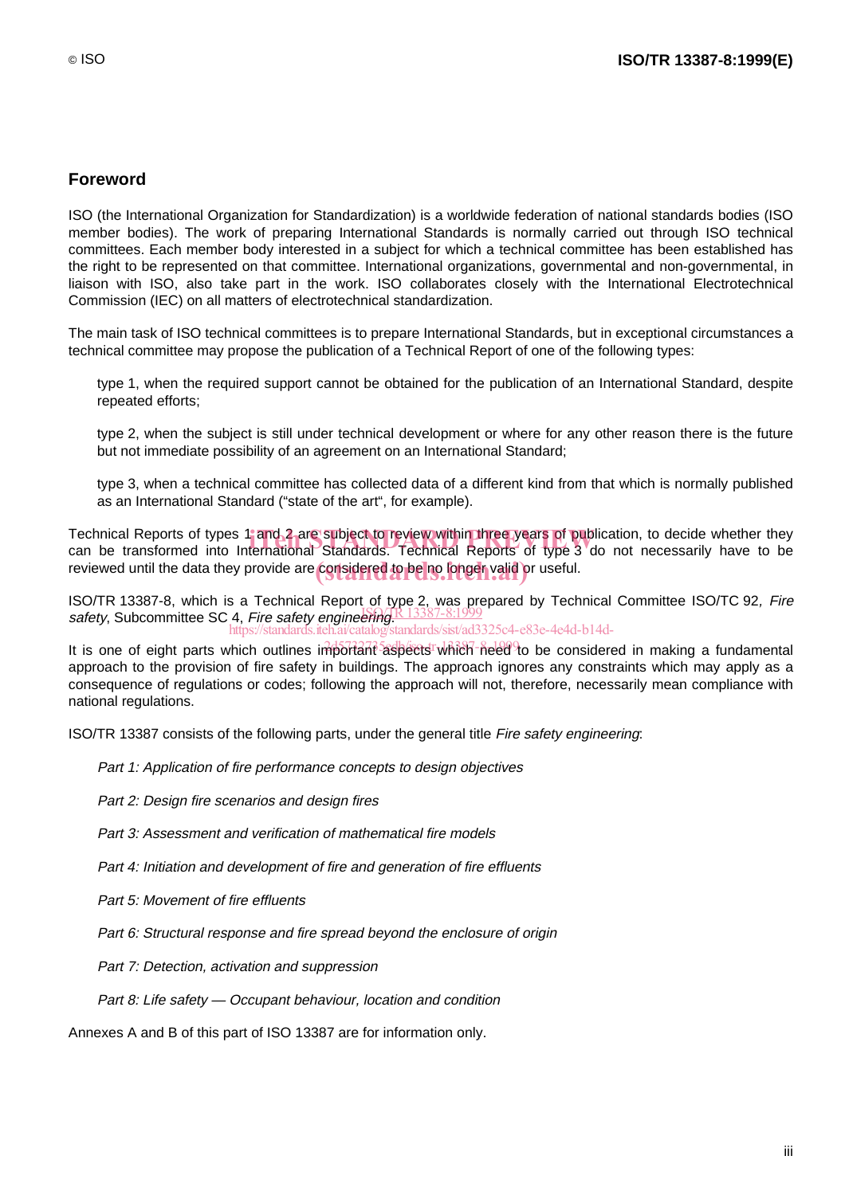## Foreword

ISO (the International Organization for Standardization) is a worldwide federation of national standards bodies (ISO member bodies). The work of preparing International Standards is normally carried out through ISO technical committees. Each member body interested in a subject for which a technical committee has been established has the right to be represented on that committee. International organizations, governmental and non-governmental, in liaison with ISO, also take part in the work. ISO collaborates closely with the International Electrotechnical Commission (IEC) on all matters of electrotechnical standardization.

The main task of ISO technical committees is to prepare International Standards, but in exceptional circumstances a technical committee may propose the publication of a Technical Report of one of the following types:

type 1, when the required support cannot be obtained for the publication of an International Standard, despite repeated efforts;

type 2, when the subject is still under technical development or where for any other reason there is the future but not immediate possibility of an agreement on an International Standard;

type 3, when a technical committee has collected data of a different kind from that which is normally published as an International Standard ("state of the art", for example).

Technical Reports of types 1 and 2 are subject to review within three years of publication, to decide whether they can be transformed into International Standards. Technical Reports of type 3 do not necessarily have to be reviewed until the data they provide are considered to be no longer valid or useful.

ISO/TR 13387-8, which is a Technical Report of type 2, was prepared by Technical Committee ISO/TC 92, *Fire safety*, Subcommittee SC 4, *Fire safety engineering*.

It is one of eight parts which outlines important aspects which need to be considered in making a fundamental approach to the provision of fire safety in buildings. The approach ignores any constraints which may apply as a consequence of regulations or codes; following the approach will not, therefore, necessarily mean compliance with national regulations.

ISO/TR 13387 consists of the following parts, under the general title *Fire safety engineering*:

*Part 1: Application of fire performance concepts to design objectives*

*Part 2: Design fire scenarios and design fires*

*Part 3: Assessment and verification of mathematical fire models*

*Part 4: Initiation and development of fire and generation of fire effluents*

*Part 5: Movement of fire effluents*

*Part 6: Structural response and fire spread beyond the enclosure of origin*

*Part 7: Detection, activation and suppression*

*Part 8: Life safety — Occupant behaviour, location and condition*

Annexes A and B of this part of ISO 13387 are for information only.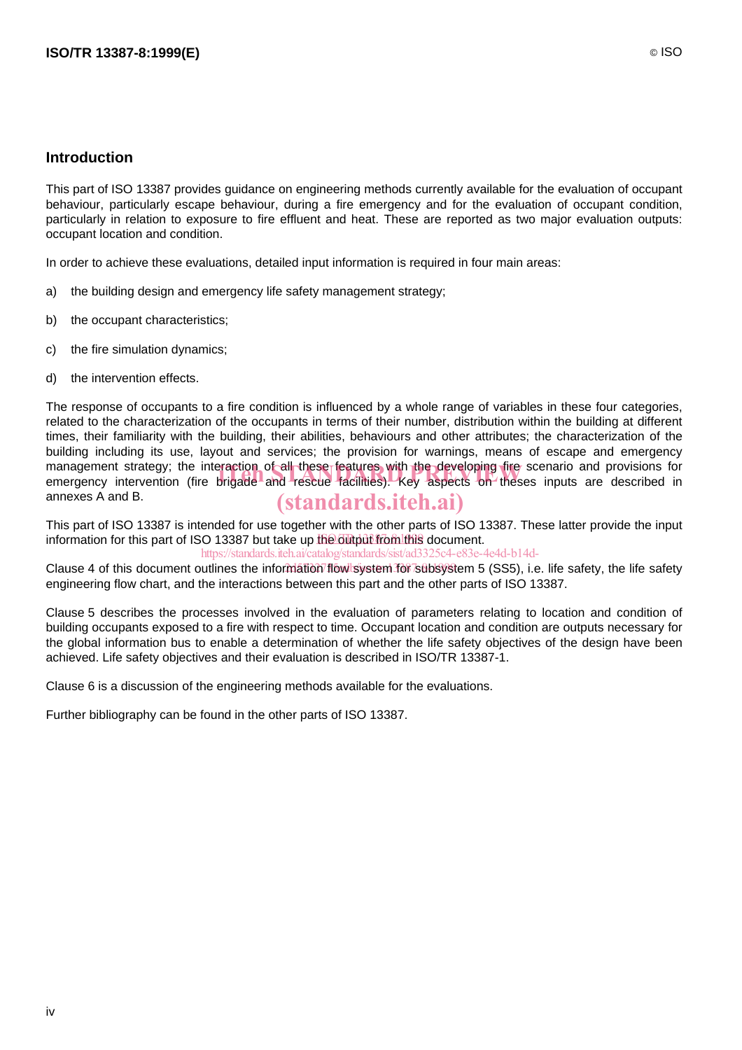## Introduction

This part of ISO 13387 provides guidance on engineering methods currently available for the evaluation of occupant behaviour, particularly escape behaviour, during a fire emergency and for the evaluation of occupant condition, particularly in relation to exposure to fire effluent and heat. These are reported as two major evaluation outputs: occupant location and condition.

In order to achieve these evaluations, detailed input information is required in four main areas:

a) the building design and emergency life safety management strategy;

b) the occupant characteristics;

c) the fire simulation dynamics;

d) the intervention effects.

The response of occupants to a fire condition is influenced by a whole range of variables in these four categories, related to the characterization of the occupants in terms of their number, distribution within the building at different times, their familiarity with the building, their abilities, behaviours and other attributes; the characterization of the building including its use, layout and services; the provision for warnings, means of escape and emergency management strategy; the interaction of all these features with the developing fire scenario and provisions for emergency intervention (fire brigade and rescue facilities). Key aspects on theses inputs are described in annexes A and B.

This part of ISO 13387 is intended for use together with the other parts of ISO 13387. These latter provide the input information for this part of ISO 13387 but take up the output from this document.

Clause 4 of this document outlines the information flow system for subsystem 5 (SS5), i.e. life safety, the life safety engineering flow chart, and the interactions between this part and the other parts of ISO 13387.

Clause 5 describes the processes involved in the evaluation of parameters relating to location and condition of building occupants exposed to a fire with respect to time. Occupant location and condition are outputs necessary for the global information bus to enable a determination of whether the life safety objectives of the design have been achieved. Life safety objectives and their evaluation is described in ISO/TR 13387-1.

Clause 6 is a discussion of the engineering methods available for the evaluations.

Further bibliography can be found in the other parts of ISO 13387.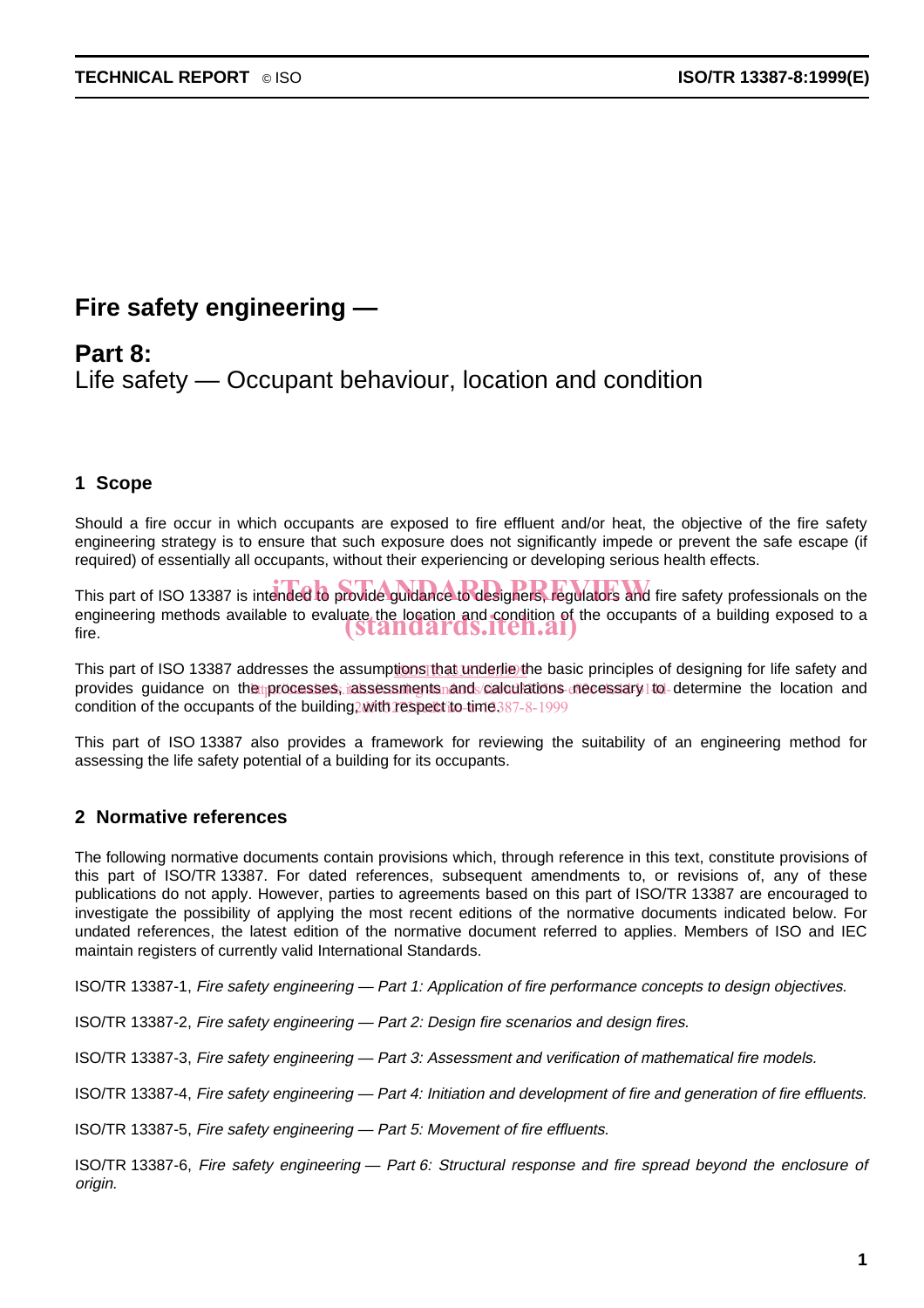# Fire safety engineering —

## Part 8:
## Life safety — Occupant behaviour, location and condition

### 1 Scope

Should a fire occur in which occupants are exposed to fire effluent and/or heat, the objective of the fire safety engineering strategy is to ensure that such exposure does not significantly impede or prevent the safe escape (if required) of essentially all occupants, without their experiencing or developing serious health effects.

This part of ISO 13387 is intended to provide guidance to designers, regulators and fire safety professionals on the engineering methods available to evaluate the location and condition of the occupants of a building exposed to a fire.

This part of ISO 13387 addresses the assumptions that underlie the basic principles of designing for life safety and provides guidance on the processes, assessments and calculations necessary to determine the location and condition of the occupants of the building, with respect to time.

This part of ISO 13387 also provides a framework for reviewing the suitability of an engineering method for assessing the life safety potential of a building for its occupants.

### 2 Normative references

The following normative documents contain provisions which, through reference in this text, constitute provisions of this part of ISO/TR 13387. For dated references, subsequent amendments to, or revisions of, any of these publications do not apply. However, parties to agreements based on this part of ISO/TR 13387 are encouraged to investigate the possibility of applying the most recent editions of the normative documents indicated below. For undated references, the latest edition of the normative document referred to applies. Members of ISO and IEC maintain registers of currently valid International Standards.

ISO/TR 13387-1, *Fire safety engineering — Part 1: Application of fire performance concepts to design objectives.*

ISO/TR 13387-2, *Fire safety engineering — Part 2: Design fire scenarios and design fires.*

ISO/TR 13387-3, *Fire safety engineering — Part 3: Assessment and verification of mathematical fire models.*

ISO/TR 13387-4, *Fire safety engineering — Part 4: Initiation and development of fire and generation of fire effluents.*

ISO/TR 13387-5, *Fire safety engineering — Part 5: Movement of fire effluents.*

ISO/TR 13387-6, *Fire safety engineering — Part 6: Structural response and fire spread beyond the enclosure of origin.*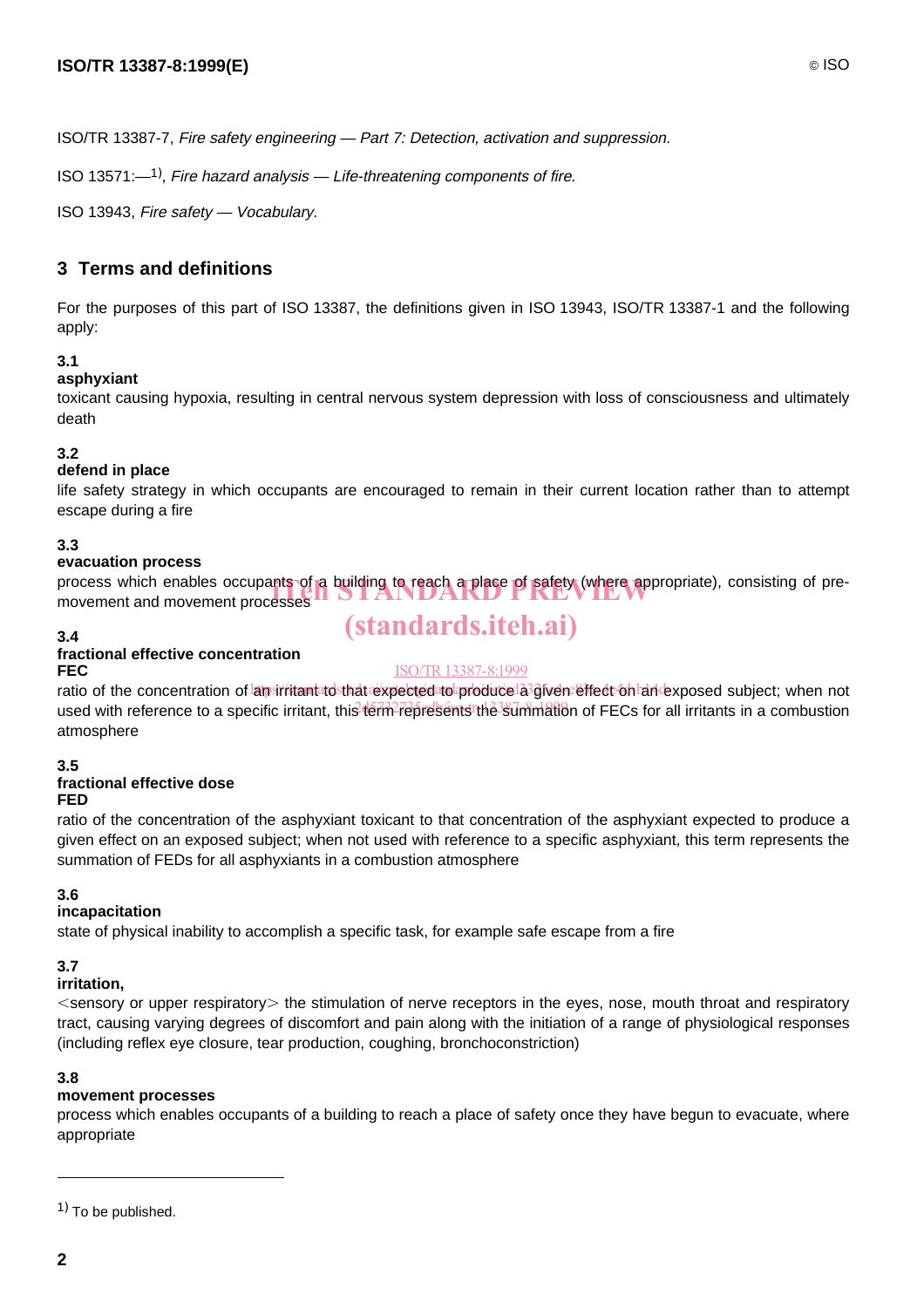ISO/TR 13387-7, *Fire safety engineering — Part 7: Detection, activation and suppression.*

ISO 13571:—[1], *Fire hazard analysis — Life-threatening components of fire.*

ISO 13943, *Fire safety — Vocabulary.*

## 3 Terms and definitions

For the purposes of this part of ISO 13387, the definitions given in ISO 13943, ISO/TR 13387-1 and the following apply:

**3.1**
**asphyxiant**
toxicant causing hypoxia, resulting in central nervous system depression with loss of consciousness and ultimately death

**3.2**
**defend in place**
life safety strategy in which occupants are encouraged to remain in their current location rather than to attempt escape during a fire

**3.3**
**evacuation process**
process which enables occupants of a building to reach a place of safety (where appropriate), consisting of pre-movement and movement processes

**3.4**
**fractional effective concentration**
**FEC**
ratio of the concentration of an irritant to that expected to produce a given effect on an exposed subject; when not used with reference to a specific irritant, this term represents the summation of FECs for all irritants in a combustion atmosphere

**3.5**
**fractional effective dose**
**FED**
ratio of the concentration of the asphyxiant toxicant to that concentration of the asphyxiant expected to produce a given effect on an exposed subject; when not used with reference to a specific asphyxiant, this term represents the summation of FEDs for all asphyxiants in a combustion atmosphere

**3.6**
**incapacitation**
state of physical inability to accomplish a specific task, for example safe escape from a fire

**3.7**
**irritation,**
<sensory or upper respiratory> the stimulation of nerve receptors in the eyes, nose, mouth throat and respiratory tract, causing varying degrees of discomfort and pain along with the initiation of a range of physiological responses (including reflex eye closure, tear production, coughing, bronchoconstriction)

**3.8**
**movement processes**
process which enables occupants of a building to reach a place of safety once they have begun to evacuate, where appropriate

---

[1] To be published.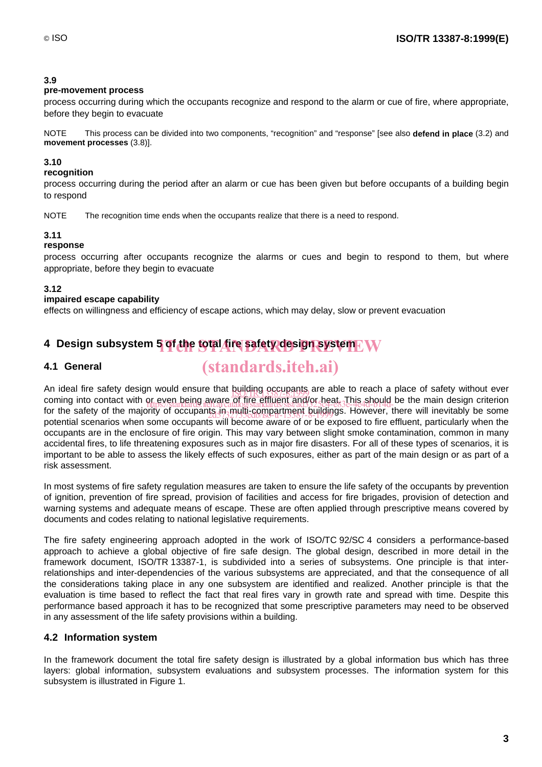**3.9**
**pre-movement process**
process occurring during which the occupants recognize and respond to the alarm or cue of fire, where appropriate, before they begin to evacuate

NOTE This process can be divided into two components, “recognition” and “response” [see also **defend in place** (3.2) and **movement processes** (3.8)].

**3.10**
**recognition**
process occurring during the period after an alarm or cue has been given but before occupants of a building begin to respond

NOTE The recognition time ends when the occupants realize that there is a need to respond.

**3.11**
**response**
process occurring after occupants recognize the alarms or cues and begin to respond to them, but where appropriate, before they begin to evacuate

**3.12**
**impaired escape capability**
effects on willingness and efficiency of escape actions, which may delay, slow or prevent evacuation

## 4 Design subsystem 5 of the total fire safety design system

### 4.1 General

An ideal fire safety design would ensure that building occupants are able to reach a place of safety without ever coming into contact with or even being aware of fire effluent and/or heat. This should be the main design criterion for the safety of the majority of occupants in multi-compartment buildings. However, there will inevitably be some potential scenarios when some occupants will become aware of or be exposed to fire effluent, particularly when the occupants are in the enclosure of fire origin. This may vary between slight smoke contamination, common in many accidental fires, to life threatening exposures such as in major fire disasters. For all of these types of scenarios, it is important to be able to assess the likely effects of such exposures, either as part of the main design or as part of a risk assessment.

In most systems of fire safety regulation measures are taken to ensure the life safety of the occupants by prevention of ignition, prevention of fire spread, provision of facilities and access for fire brigades, provision of detection and warning systems and adequate means of escape. These are often applied through prescriptive means covered by documents and codes relating to national legislative requirements.

The fire safety engineering approach adopted in the work of ISO/TC 92/SC 4 considers a performance-based approach to achieve a global objective of fire safe design. The global design, described in more detail in the framework document, ISO/TR 13387-1, is subdivided into a series of subsystems. One principle is that inter-relationships and inter-dependencies of the various subsystems are appreciated, and that the consequence of all the considerations taking place in any one subsystem are identified and realized. Another principle is that the evaluation is time based to reflect the fact that real fires vary in growth rate and spread with time. Despite this performance based approach it has to be recognized that some prescriptive parameters may need to be observed in any assessment of the life safety provisions within a building.

### 4.2 Information system

In the framework document the total fire safety design is illustrated by a global information bus which has three layers: global information, subsystem evaluations and subsystem processes. The information system for this subsystem is illustrated in Figure 1.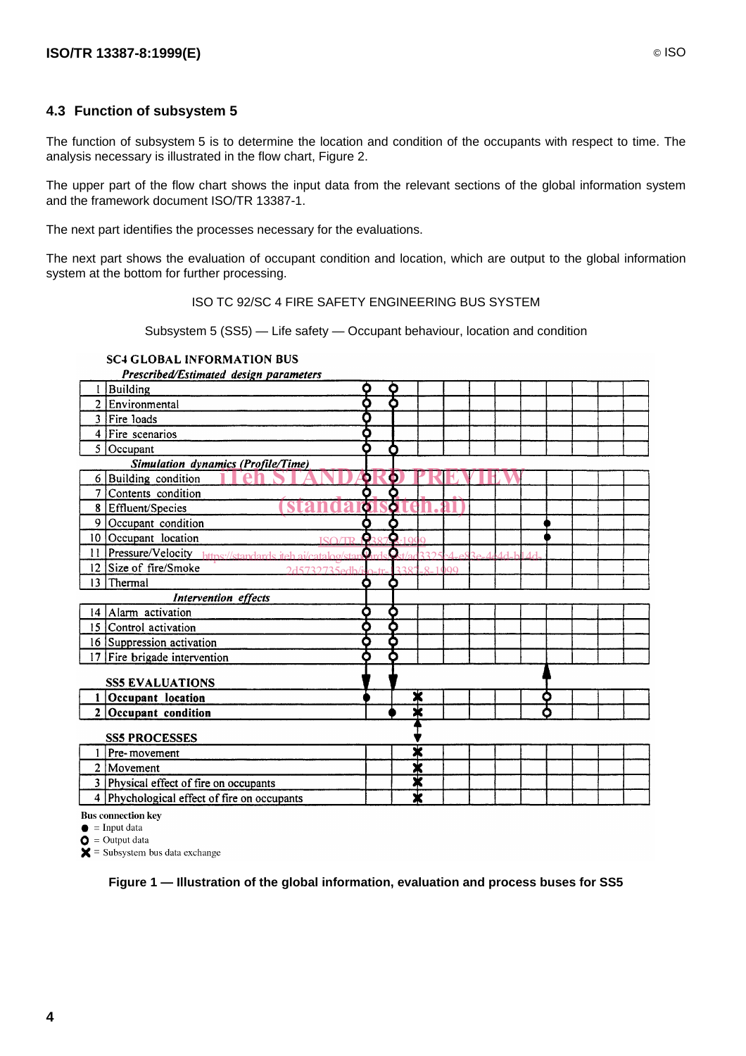## 4.3 Function of subsystem 5

The function of subsystem 5 is to determine the location and condition of the occupants with respect to time. The analysis necessary is illustrated in the flow chart, Figure 2.

The upper part of the flow chart shows the input data from the relevant sections of the global information system and the framework document ISO/TR 13387-1.

The next part identifies the processes necessary for the evaluations.

The next part shows the evaluation of occupant condition and location, which are output to the global information system at the bottom for further processing.

ISO TC 92/SC 4 FIRE SAFETY ENGINEERING BUS SYSTEM

Subsystem 5 (SS5) — Life safety — Occupant behaviour, location and condition

**SC4 GLOBAL INFORMATION BUS**

***Prescribed/Estimated design parameters***

1 Building
2 Environmental
3 Fire loads
4 Fire scenarios
5 Occupant

***Simulation dynamics (Profile/Time)***

6 Building condition
7 Contents condition
8 Effluent/Species
9 Occupant condition
10 Occupant location
11 Pressure/Velocity
12 Size of fire/Smoke
13 Thermal

***Intervention effects***

14 Alarm activation
15 Control activation
16 Suppression activation
17 Fire brigade intervention

**SS5 EVALUATIONS**

1 **Occupant location**
2 **Occupant condition**

**SS5 PROCESSES**

1 Pre-movement
2 Movement
3 Physical effect of fire on occupants
4 Phychological effect of fire on occupants

**Bus connection key**

● = Input data
○ = Output data
✖ = Subsystem bus data exchange

**Figure 1 — Illustration of the global information, evaluation and process buses for SS5**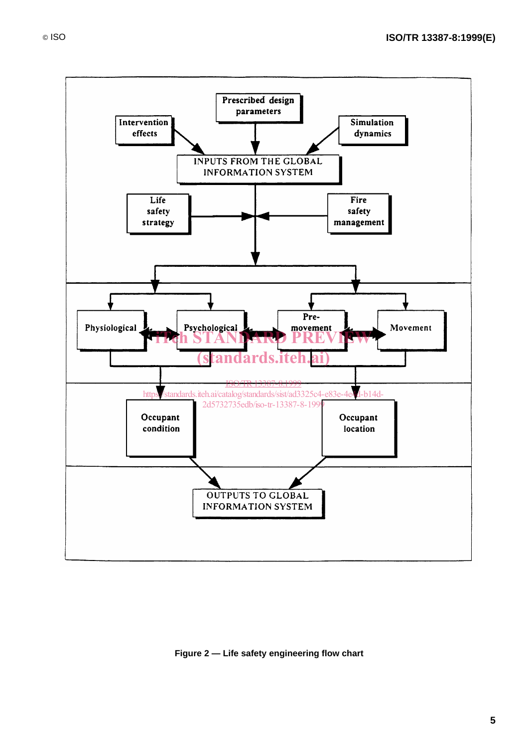Prescribed design parameters

Intervention effects

Simulation dynamics

INPUTS FROM THE GLOBAL INFORMATION SYSTEM

Life safety strategy

Fire safety management

Physiological

Psychological

Pre-movement

Movement

Occupant condition

Occupant location

OUTPUTS TO GLOBAL INFORMATION SYSTEM

**Figure 2 — Life safety engineering flow chart**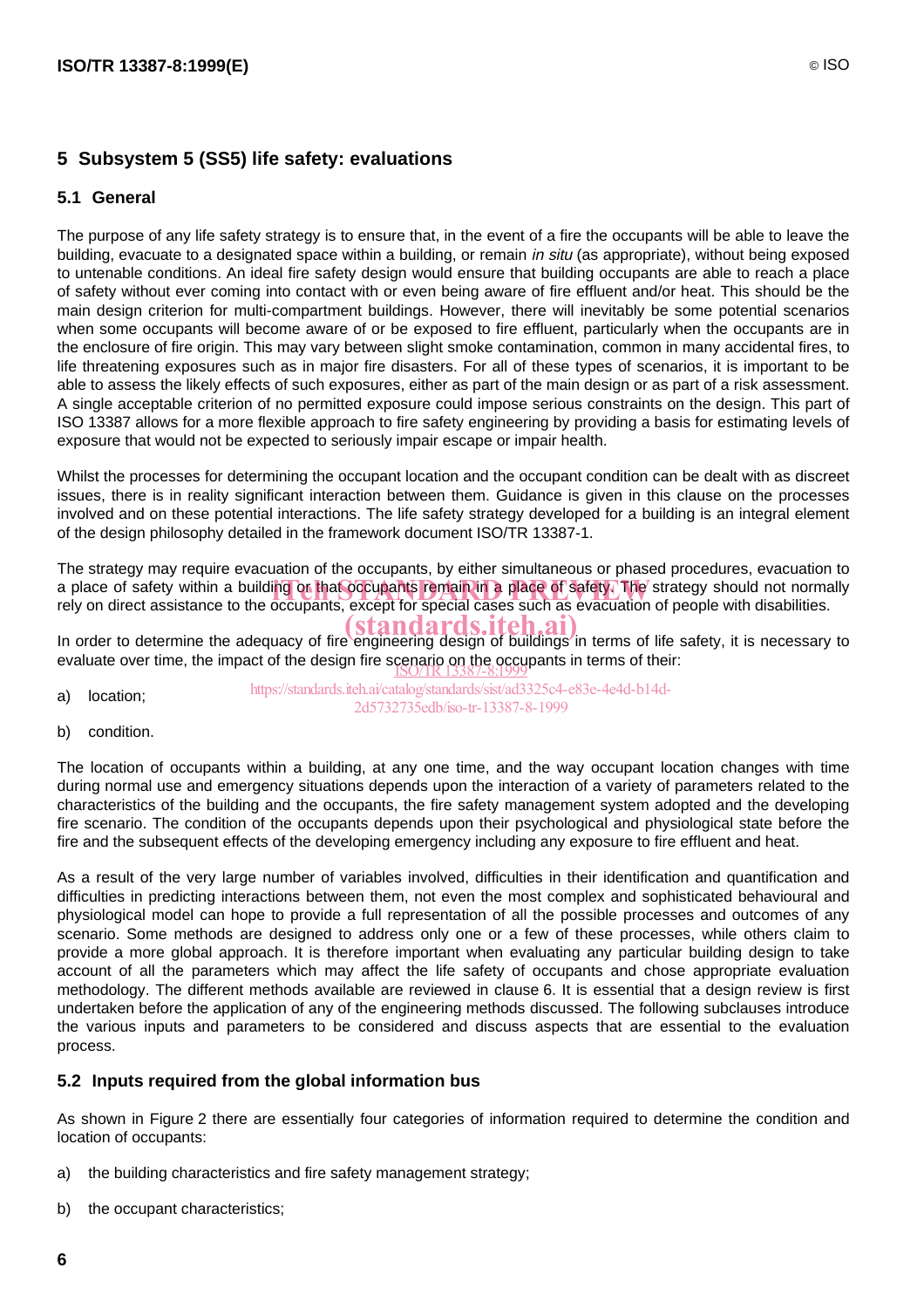## 5 Subsystem 5 (SS5) life safety: evaluations

### 5.1 General

The purpose of any life safety strategy is to ensure that, in the event of a fire the occupants will be able to leave the building, evacuate to a designated space within a building, or remain *in situ* (as appropriate), without being exposed to untenable conditions. An ideal fire safety design would ensure that building occupants are able to reach a place of safety without ever coming into contact with or even being aware of fire effluent and/or heat. This should be the main design criterion for multi-compartment buildings. However, there will inevitably be some potential scenarios when some occupants will become aware of or be exposed to fire effluent, particularly when the occupants are in the enclosure of fire origin. This may vary between slight smoke contamination, common in many accidental fires, to life threatening exposures such as in major fire disasters. For all of these types of scenarios, it is important to be able to assess the likely effects of such exposures, either as part of the main design or as part of a risk assessment. A single acceptable criterion of no permitted exposure could impose serious constraints on the design. This part of ISO 13387 allows for a more flexible approach to fire safety engineering by providing a basis for estimating levels of exposure that would not be expected to seriously impair escape or impair health.

Whilst the processes for determining the occupant location and the occupant condition can be dealt with as discreet issues, there is in reality significant interaction between them. Guidance is given in this clause on the processes involved and on these potential interactions. The life safety strategy developed for a building is an integral element of the design philosophy detailed in the framework document ISO/TR 13387-1.

The strategy may require evacuation of the occupants, by either simultaneous or phased procedures, evacuation to a place of safety within a building or that occupants remain in a place of safety. The strategy should not normally rely on direct assistance to the occupants, except for special cases such as evacuation of people with disabilities.

In order to determine the adequacy of fire engineering design of buildings in terms of life safety, it is necessary to evaluate over time, the impact of the design fire scenario on the occupants in terms of their:

a) location;

b) condition.

The location of occupants within a building, at any one time, and the way occupant location changes with time during normal use and emergency situations depends upon the interaction of a variety of parameters related to the characteristics of the building and the occupants, the fire safety management system adopted and the developing fire scenario. The condition of the occupants depends upon their psychological and physiological state before the fire and the subsequent effects of the developing emergency including any exposure to fire effluent and heat.

As a result of the very large number of variables involved, difficulties in their identification and quantification and difficulties in predicting interactions between them, not even the most complex and sophisticated behavioural and physiological model can hope to provide a full representation of all the possible processes and outcomes of any scenario. Some methods are designed to address only one or a few of these processes, while others claim to provide a more global approach. It is therefore important when evaluating any particular building design to take account of all the parameters which may affect the life safety of occupants and chose appropriate evaluation methodology. The different methods available are reviewed in clause 6. It is essential that a design review is first undertaken before the application of any of the engineering methods discussed. The following subclauses introduce the various inputs and parameters to be considered and discuss aspects that are essential to the evaluation process.

### 5.2 Inputs required from the global information bus

As shown in Figure 2 there are essentially four categories of information required to determine the condition and location of occupants:

a) the building characteristics and fire safety management strategy;

b) the occupant characteristics;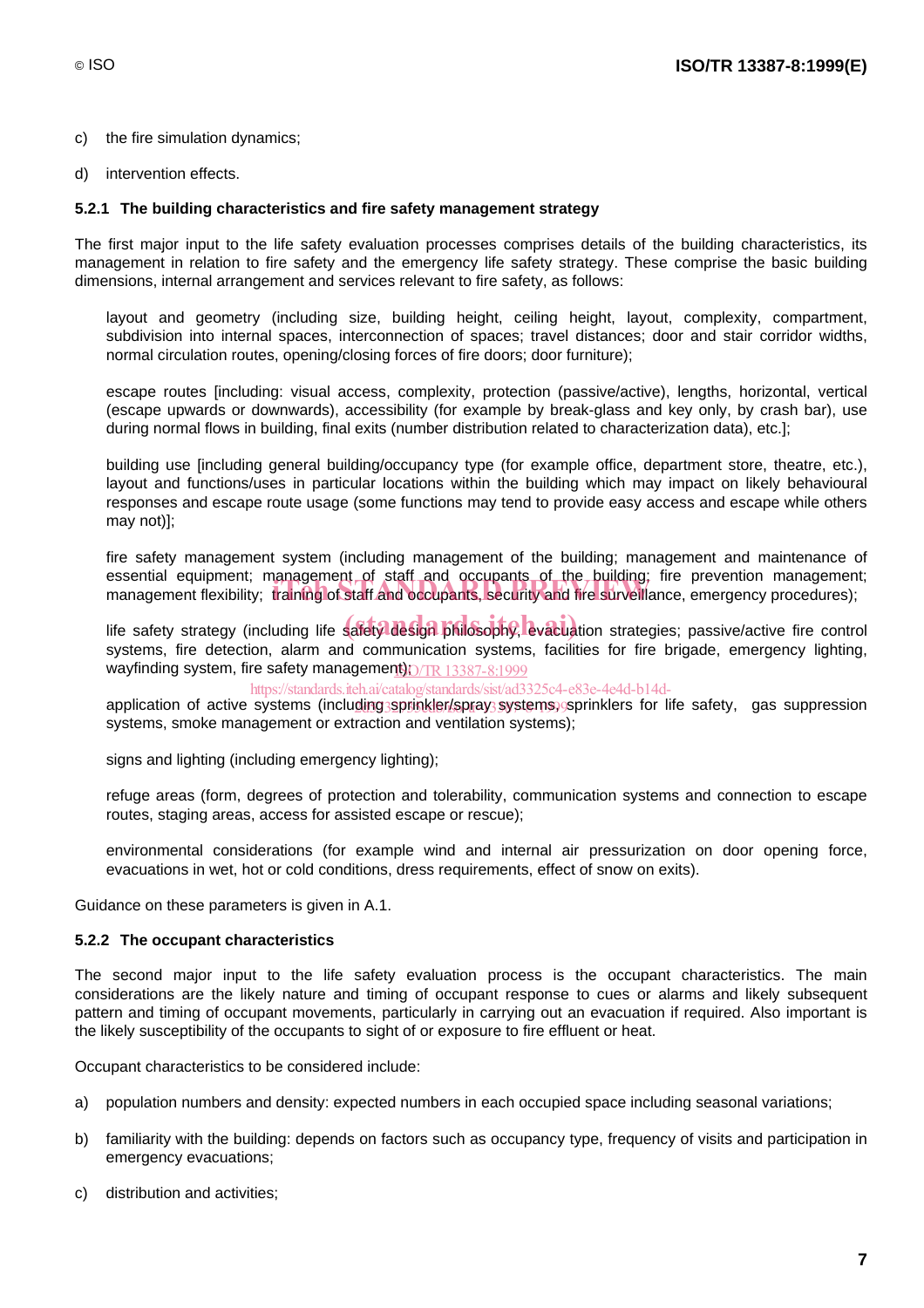c) the fire simulation dynamics;

d) intervention effects.

### 5.2.1 The building characteristics and fire safety management strategy

The first major input to the life safety evaluation processes comprises details of the building characteristics, its management in relation to fire safety and the emergency life safety strategy. These comprise the basic building dimensions, internal arrangement and services relevant to fire safety, as follows:

layout and geometry (including size, building height, ceiling height, layout, complexity, compartment, subdivision into internal spaces, interconnection of spaces; travel distances; door and stair corridor widths, normal circulation routes, opening/closing forces of fire doors; door furniture);

escape routes [including: visual access, complexity, protection (passive/active), lengths, horizontal, vertical (escape upwards or downwards), accessibility (for example by break-glass and key only, by crash bar), use during normal flows in building, final exits (number distribution related to characterization data), etc.];

building use [including general building/occupancy type (for example office, department store, theatre, etc.), layout and functions/uses in particular locations within the building which may impact on likely behavioural responses and escape route usage (some functions may tend to provide easy access and escape while others may not)];

fire safety management system (including management of the building; management and maintenance of essential equipment; management of staff and occupants of the building; fire prevention management; management flexibility; training of staff and occupants, security and fire surveillance, emergency procedures);

life safety strategy (including life safety design philosophy, evacuation strategies; passive/active fire control systems, fire detection, alarm and communication systems, facilities for fire brigade, emergency lighting, wayfinding system, fire safety management);

application of active systems (including sprinkler/spray systems, sprinklers for life safety, gas suppression systems, smoke management or extraction and ventilation systems);

signs and lighting (including emergency lighting);

refuge areas (form, degrees of protection and tolerability, communication systems and connection to escape routes, staging areas, access for assisted escape or rescue);

environmental considerations (for example wind and internal air pressurization on door opening force, evacuations in wet, hot or cold conditions, dress requirements, effect of snow on exits).

Guidance on these parameters is given in A.1.

### 5.2.2 The occupant characteristics

The second major input to the life safety evaluation process is the occupant characteristics. The main considerations are the likely nature and timing of occupant response to cues or alarms and likely subsequent pattern and timing of occupant movements, particularly in carrying out an evacuation if required. Also important is the likely susceptibility of the occupants to sight of or exposure to fire effluent or heat.

Occupant characteristics to be considered include:

a) population numbers and density: expected numbers in each occupied space including seasonal variations;

b) familiarity with the building: depends on factors such as occupancy type, frequency of visits and participation in emergency evacuations;

c) distribution and activities;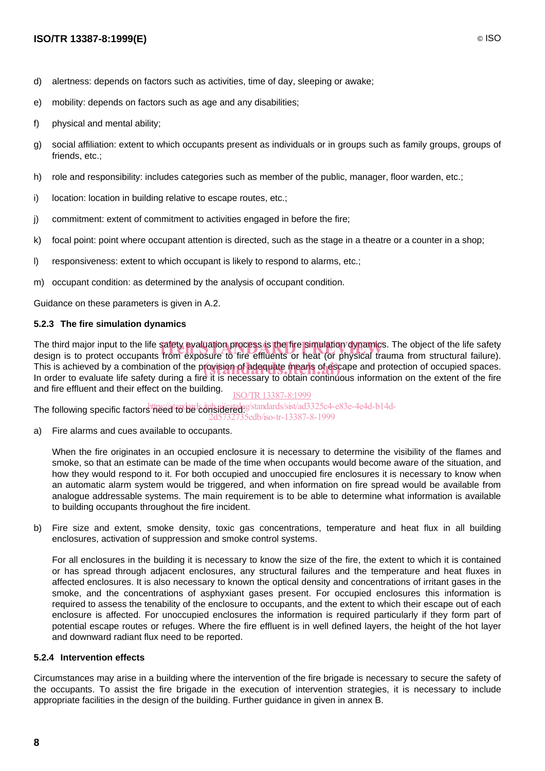d) alertness: depends on factors such as activities, time of day, sleeping or awake;

e) mobility: depends on factors such as age and any disabilities;

f) physical and mental ability;

g) social affiliation: extent to which occupants present as individuals or in groups such as family groups, groups of friends, etc.;

h) role and responsibility: includes categories such as member of the public, manager, floor warden, etc.;

i) location: location in building relative to escape routes, etc.;

j) commitment: extent of commitment to activities engaged in before the fire;

k) focal point: point where occupant attention is directed, such as the stage in a theatre or a counter in a shop;

l) responsiveness: extent to which occupant is likely to respond to alarms, etc.;

m) occupant condition: as determined by the analysis of occupant condition.

Guidance on these parameters is given in A.2.

### 5.2.3 The fire simulation dynamics

The third major input to the life safety evaluation process is the fire simulation dynamics. The object of the life safety design is to protect occupants from exposure to fire effluents or heat (or physical trauma from structural failure). This is achieved by a combination of the provision of adequate means of escape and protection of occupied spaces. In order to evaluate life safety during a fire it is necessary to obtain continuous information on the extent of the fire and fire effluent and their effect on the building.

The following specific factors need to be considered:

a) Fire alarms and cues available to occupants.

   When the fire originates in an occupied enclosure it is necessary to determine the visibility of the flames and smoke, so that an estimate can be made of the time when occupants would become aware of the situation, and how they would respond to it. For both occupied and unoccupied fire enclosures it is necessary to know when an automatic alarm system would be triggered, and when information on fire spread would be available from analogue addressable systems. The main requirement is to be able to determine what information is available to building occupants throughout the fire incident.

b) Fire size and extent, smoke density, toxic gas concentrations, temperature and heat flux in all building enclosures, activation of suppression and smoke control systems.

   For all enclosures in the building it is necessary to know the size of the fire, the extent to which it is contained or has spread through adjacent enclosures, any structural failures and the temperature and heat fluxes in affected enclosures. It is also necessary to known the optical density and concentrations of irritant gases in the smoke, and the concentrations of asphyxiant gases present. For occupied enclosures this information is required to assess the tenability of the enclosure to occupants, and the extent to which their escape out of each enclosure is affected. For unoccupied enclosures the information is required particularly if they form part of potential escape routes or refuges. Where the fire effluent is in well defined layers, the height of the hot layer and downward radiant flux need to be reported.

### 5.2.4 Intervention effects

Circumstances may arise in a building where the intervention of the fire brigade is necessary to secure the safety of the occupants. To assist the fire brigade in the execution of intervention strategies, it is necessary to include appropriate facilities in the design of the building. Further guidance in given in annex B.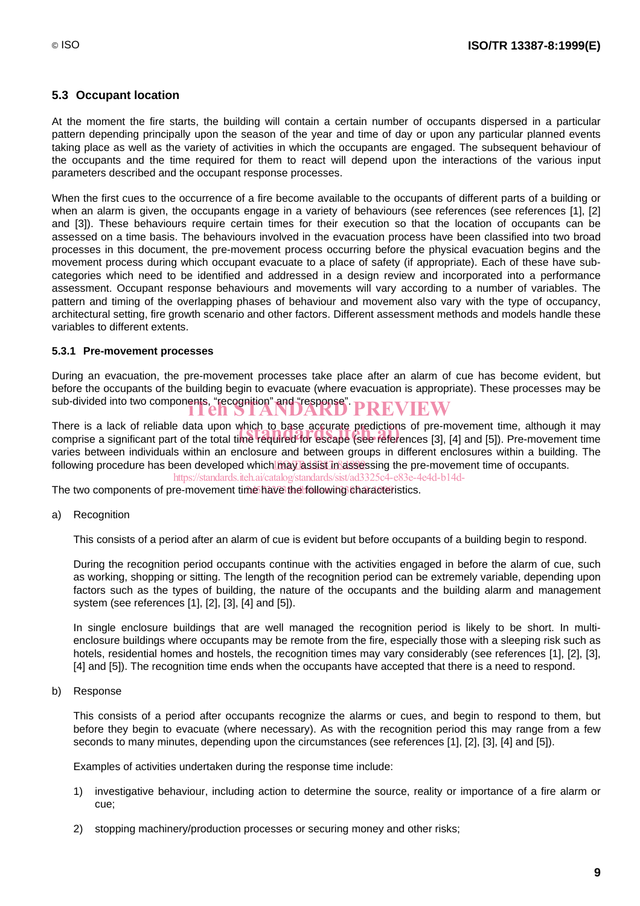## 5.3 Occupant location

At the moment the fire starts, the building will contain a certain number of occupants dispersed in a particular pattern depending principally upon the season of the year and time of day or upon any particular planned events taking place as well as the variety of activities in which the occupants are engaged. The subsequent behaviour of the occupants and the time required for them to react will depend upon the interactions of the various input parameters described and the occupant response processes.

When the first cues to the occurrence of a fire become available to the occupants of different parts of a building or when an alarm is given, the occupants engage in a variety of behaviours (see references (see references [1], [2] and [3]). These behaviours require certain times for their execution so that the location of occupants can be assessed on a time basis. The behaviours involved in the evacuation process have been classified into two broad processes in this document, the pre-movement process occurring before the physical evacuation begins and the movement process during which occupant evacuate to a place of safety (if appropriate). Each of these have sub-categories which need to be identified and addressed in a design review and incorporated into a performance assessment. Occupant response behaviours and movements will vary according to a number of variables. The pattern and timing of the overlapping phases of behaviour and movement also vary with the type of occupancy, architectural setting, fire growth scenario and other factors. Different assessment methods and models handle these variables to different extents.

### 5.3.1 Pre-movement processes

During an evacuation, the pre-movement processes take place after an alarm of cue has become evident, but before the occupants of the building begin to evacuate (where evacuation is appropriate). These processes may be sub-divided into two components, "recognition" and "response".

There is a lack of reliable data upon which to base accurate predictions of pre-movement time, although it may comprise a significant part of the total time required for escape (see references [3], [4] and [5]). Pre-movement time varies between individuals within an enclosure and between groups in different enclosures within a building. The following procedure has been developed which may assist in assessing the pre-movement time of occupants.

The two components of pre-movement time have the following characteristics.

a) Recognition

This consists of a period after an alarm of cue is evident but before occupants of a building begin to respond.

During the recognition period occupants continue with the activities engaged in before the alarm of cue, such as working, shopping or sitting. The length of the recognition period can be extremely variable, depending upon factors such as the types of building, the nature of the occupants and the building alarm and management system (see references [1], [2], [3], [4] and [5]).

In single enclosure buildings that are well managed the recognition period is likely to be short. In multi-enclosure buildings where occupants may be remote from the fire, especially those with a sleeping risk such as hotels, residential homes and hostels, the recognition times may vary considerably (see references [1], [2], [3], [4] and [5]). The recognition time ends when the occupants have accepted that there is a need to respond.

b) Response

This consists of a period after occupants recognize the alarms or cues, and begin to respond to them, but before they begin to evacuate (where necessary). As with the recognition period this may range from a few seconds to many minutes, depending upon the circumstances (see references [1], [2], [3], [4] and [5]).

Examples of activities undertaken during the response time include:

1) investigative behaviour, including action to determine the source, reality or importance of a fire alarm or cue;

2) stopping machinery/production processes or securing money and other risks;